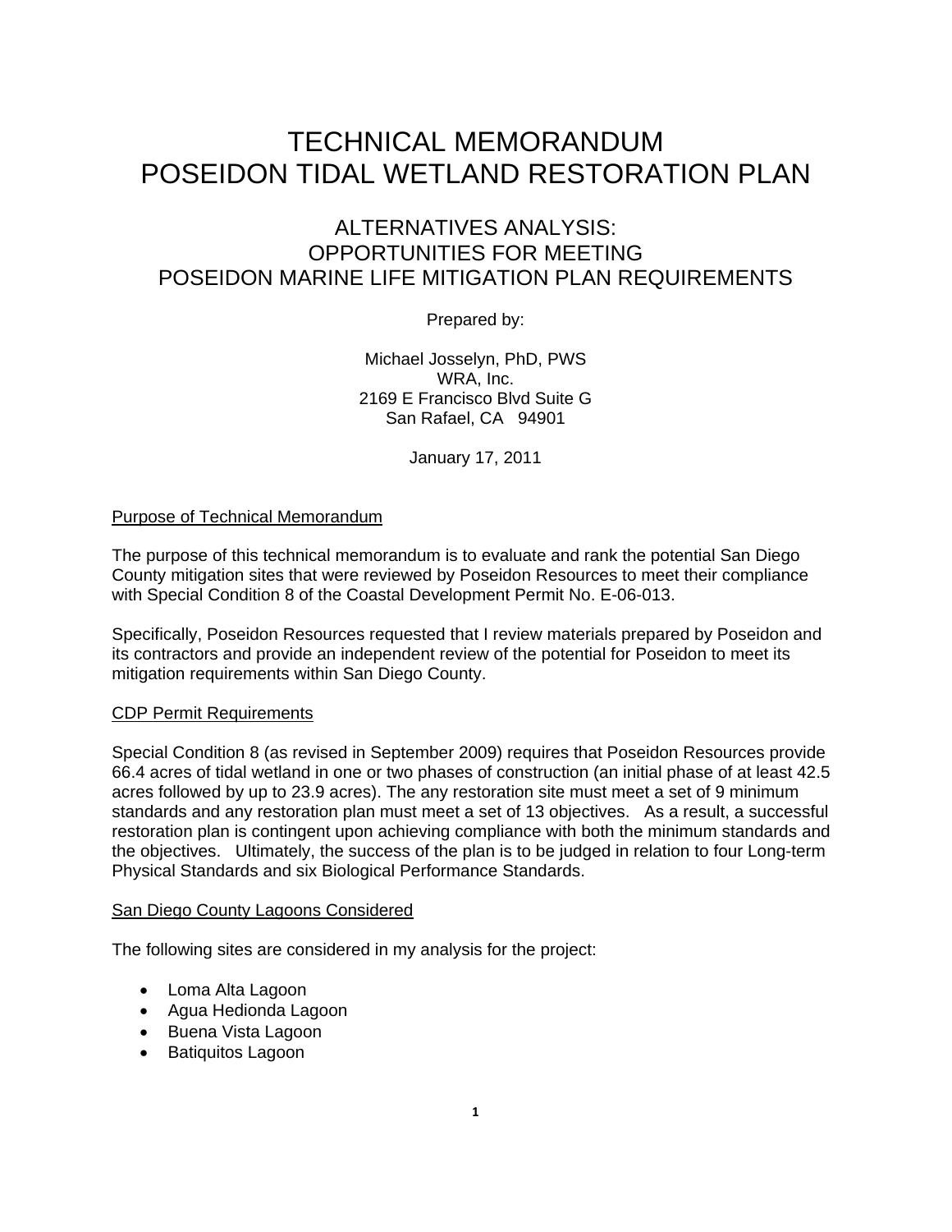# TECHNICAL MEMORANDUM
# POSEIDON TIDAL WETLAND RESTORATION PLAN

## ALTERNATIVES ANALYSIS:
## OPPORTUNITIES FOR MEETING
## POSEIDON MARINE LIFE MITIGATION PLAN REQUIREMENTS

Prepared by:

Michael Josselyn, PhD, PWS
WRA, Inc.
2169 E Francisco Blvd Suite G
San Rafael, CA 94901

January 17, 2011

### Purpose of Technical Memorandum

The purpose of this technical memorandum is to evaluate and rank the potential San Diego County mitigation sites that were reviewed by Poseidon Resources to meet their compliance with Special Condition 8 of the Coastal Development Permit No. E-06-013.

Specifically, Poseidon Resources requested that I review materials prepared by Poseidon and its contractors and provide an independent review of the potential for Poseidon to meet its mitigation requirements within San Diego County.

### CDP Permit Requirements

Special Condition 8 (as revised in September 2009) requires that Poseidon Resources provide 66.4 acres of tidal wetland in one or two phases of construction (an initial phase of at least 42.5 acres followed by up to 23.9 acres). The any restoration site must meet a set of 9 minimum standards and any restoration plan must meet a set of 13 objectives. As a result, a successful restoration plan is contingent upon achieving compliance with both the minimum standards and the objectives. Ultimately, the success of the plan is to be judged in relation to four Long-term Physical Standards and six Biological Performance Standards.

### San Diego County Lagoons Considered

The following sites are considered in my analysis for the project:

- Loma Alta Lagoon
- Agua Hedionda Lagoon
- Buena Vista Lagoon
- Batiquitos Lagoon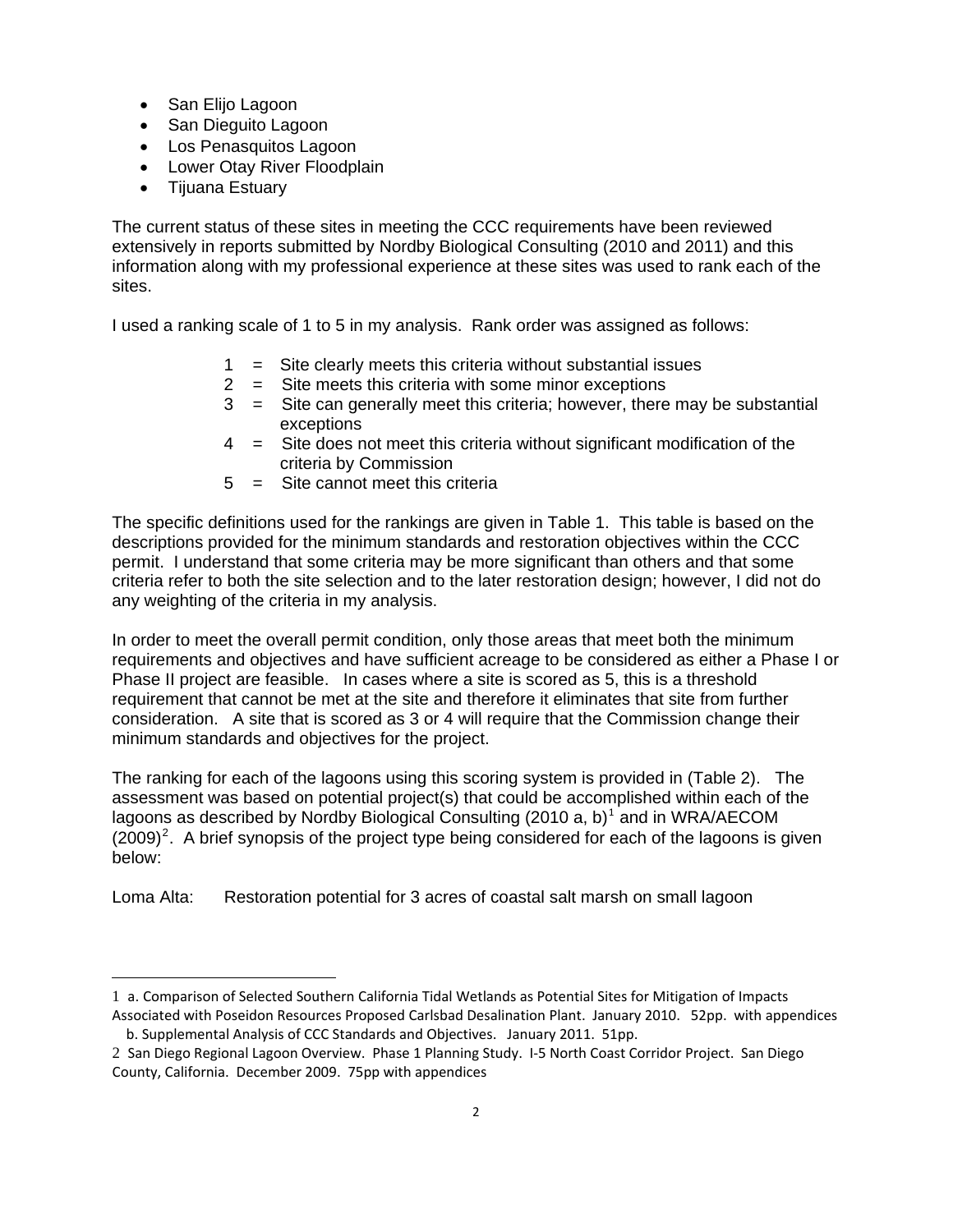- San Elijo Lagoon
- San Dieguito Lagoon
- Los Penasquitos Lagoon
- Lower Otay River Floodplain
- Tijuana Estuary

The current status of these sites in meeting the CCC requirements have been reviewed extensively in reports submitted by Nordby Biological Consulting (2010 and 2011) and this information along with my professional experience at these sites was used to rank each of the sites.

I used a ranking scale of 1 to 5 in my analysis. Rank order was assigned as follows:

1 = Site clearly meets this criteria without substantial issues
2 = Site meets this criteria with some minor exceptions
3 = Site can generally meet this criteria; however, there may be substantial exceptions
4 = Site does not meet this criteria without significant modification of the criteria by Commission
5 = Site cannot meet this criteria

The specific definitions used for the rankings are given in Table 1. This table is based on the descriptions provided for the minimum standards and restoration objectives within the CCC permit. I understand that some criteria may be more significant than others and that some criteria refer to both the site selection and to the later restoration design; however, I did not do any weighting of the criteria in my analysis.

In order to meet the overall permit condition, only those areas that meet both the minimum requirements and objectives and have sufficient acreage to be considered as either a Phase I or Phase II project are feasible. In cases where a site is scored as 5, this is a threshold requirement that cannot be met at the site and therefore it eliminates that site from further consideration. A site that is scored as 3 or 4 will require that the Commission change their minimum standards and objectives for the project.

The ranking for each of the lagoons using this scoring system is provided in (Table 2). The assessment was based on potential project(s) that could be accomplished within each of the lagoons as described by Nordby Biological Consulting (2010 a, b)[1] and in WRA/AECOM (2009)[2]. A brief synopsis of the project type being considered for each of the lagoons is given below:

Loma Alta: Restoration potential for 3 acres of coastal salt marsh on small lagoon

---

1 a. Comparison of Selected Southern California Tidal Wetlands as Potential Sites for Mitigation of Impacts Associated with Poseidon Resources Proposed Carlsbad Desalination Plant. January 2010. 52pp. with appendices
b. Supplemental Analysis of CCC Standards and Objectives. January 2011. 51pp.

2 San Diego Regional Lagoon Overview. Phase 1 Planning Study. I-5 North Coast Corridor Project. San Diego County, California. December 2009. 75pp with appendices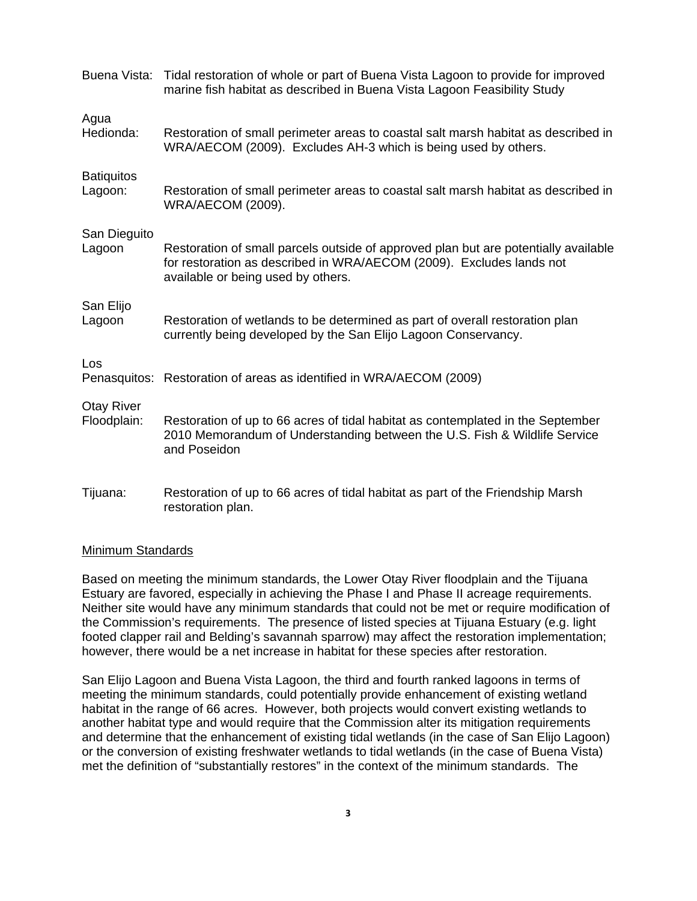Buena Vista: Tidal restoration of whole or part of Buena Vista Lagoon to provide for improved marine fish habitat as described in Buena Vista Lagoon Feasibility Study

Agua Hedionda: Restoration of small perimeter areas to coastal salt marsh habitat as described in WRA/AECOM (2009). Excludes AH-3 which is being used by others.

Batiquitos Lagoon: Restoration of small perimeter areas to coastal salt marsh habitat as described in WRA/AECOM (2009).

San Dieguito Lagoon Restoration of small parcels outside of approved plan but are potentially available for restoration as described in WRA/AECOM (2009). Excludes lands not available or being used by others.

San Elijo Lagoon Restoration of wetlands to be determined as part of overall restoration plan currently being developed by the San Elijo Lagoon Conservancy.

Los Penasquitos: Restoration of areas as identified in WRA/AECOM (2009)

Otay River Floodplain: Restoration of up to 66 acres of tidal habitat as contemplated in the September 2010 Memorandum of Understanding between the U.S. Fish & Wildlife Service and Poseidon

Tijuana: Restoration of up to 66 acres of tidal habitat as part of the Friendship Marsh restoration plan.

Minimum Standards

Based on meeting the minimum standards, the Lower Otay River floodplain and the Tijuana Estuary are favored, especially in achieving the Phase I and Phase II acreage requirements. Neither site would have any minimum standards that could not be met or require modification of the Commission's requirements. The presence of listed species at Tijuana Estuary (e.g. light footed clapper rail and Belding's savannah sparrow) may affect the restoration implementation; however, there would be a net increase in habitat for these species after restoration.

San Elijo Lagoon and Buena Vista Lagoon, the third and fourth ranked lagoons in terms of meeting the minimum standards, could potentially provide enhancement of existing wetland habitat in the range of 66 acres. However, both projects would convert existing wetlands to another habitat type and would require that the Commission alter its mitigation requirements and determine that the enhancement of existing tidal wetlands (in the case of San Elijo Lagoon) or the conversion of existing freshwater wetlands to tidal wetlands (in the case of Buena Vista) met the definition of "substantially restores" in the context of the minimum standards. The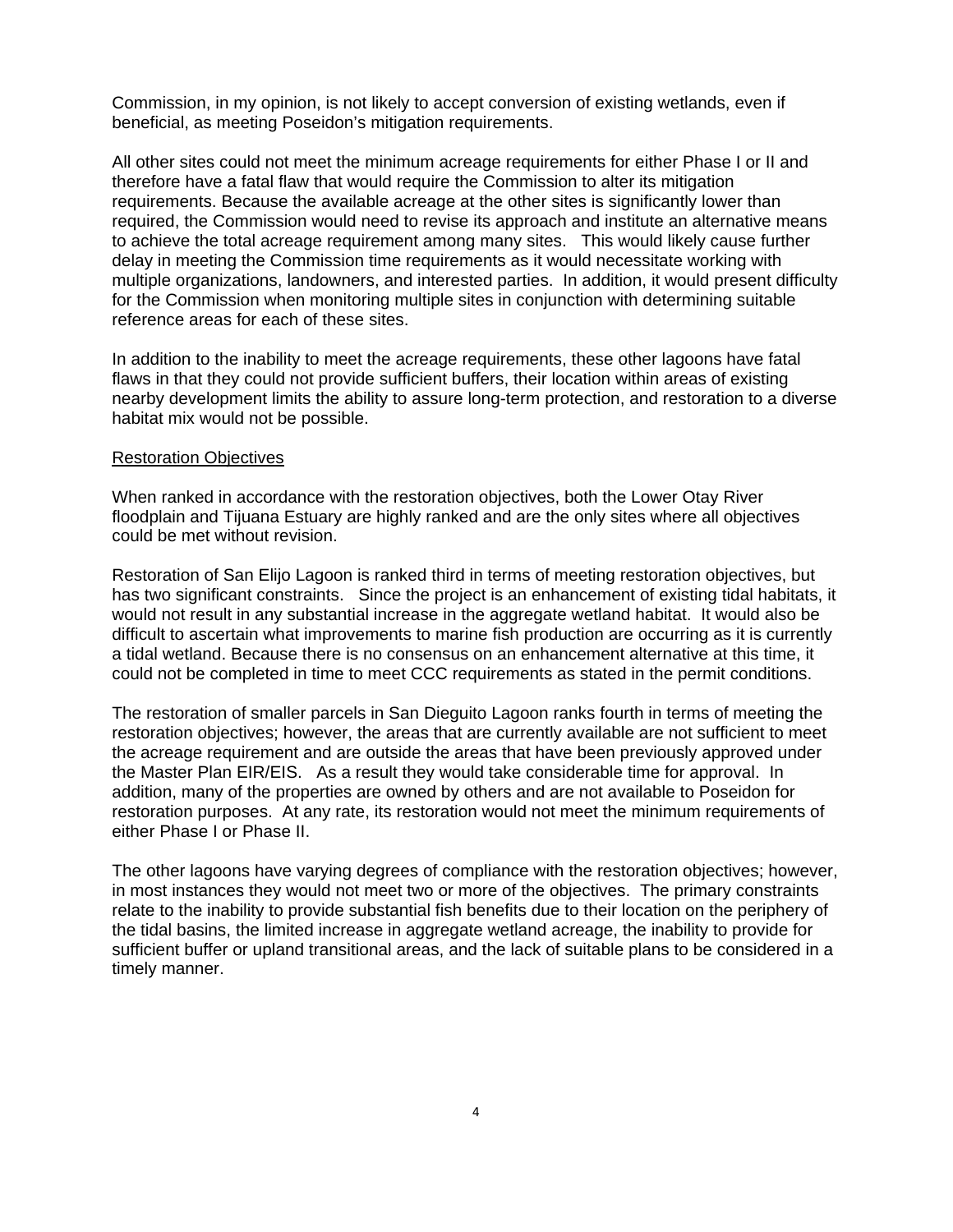Commission, in my opinion, is not likely to accept conversion of existing wetlands, even if beneficial, as meeting Poseidon's mitigation requirements.

All other sites could not meet the minimum acreage requirements for either Phase I or II and therefore have a fatal flaw that would require the Commission to alter its mitigation requirements. Because the available acreage at the other sites is significantly lower than required, the Commission would need to revise its approach and institute an alternative means to achieve the total acreage requirement among many sites. This would likely cause further delay in meeting the Commission time requirements as it would necessitate working with multiple organizations, landowners, and interested parties. In addition, it would present difficulty for the Commission when monitoring multiple sites in conjunction with determining suitable reference areas for each of these sites.

In addition to the inability to meet the acreage requirements, these other lagoons have fatal flaws in that they could not provide sufficient buffers, their location within areas of existing nearby development limits the ability to assure long-term protection, and restoration to a diverse habitat mix would not be possible.

<u>Restoration Objectives</u>

When ranked in accordance with the restoration objectives, both the Lower Otay River floodplain and Tijuana Estuary are highly ranked and are the only sites where all objectives could be met without revision.

Restoration of San Elijo Lagoon is ranked third in terms of meeting restoration objectives, but has two significant constraints. Since the project is an enhancement of existing tidal habitats, it would not result in any substantial increase in the aggregate wetland habitat. It would also be difficult to ascertain what improvements to marine fish production are occurring as it is currently a tidal wetland. Because there is no consensus on an enhancement alternative at this time, it could not be completed in time to meet CCC requirements as stated in the permit conditions.

The restoration of smaller parcels in San Dieguito Lagoon ranks fourth in terms of meeting the restoration objectives; however, the areas that are currently available are not sufficient to meet the acreage requirement and are outside the areas that have been previously approved under the Master Plan EIR/EIS. As a result they would take considerable time for approval. In addition, many of the properties are owned by others and are not available to Poseidon for restoration purposes. At any rate, its restoration would not meet the minimum requirements of either Phase I or Phase II.

The other lagoons have varying degrees of compliance with the restoration objectives; however, in most instances they would not meet two or more of the objectives. The primary constraints relate to the inability to provide substantial fish benefits due to their location on the periphery of the tidal basins, the limited increase in aggregate wetland acreage, the inability to provide for sufficient buffer or upland transitional areas, and the lack of suitable plans to be considered in a timely manner.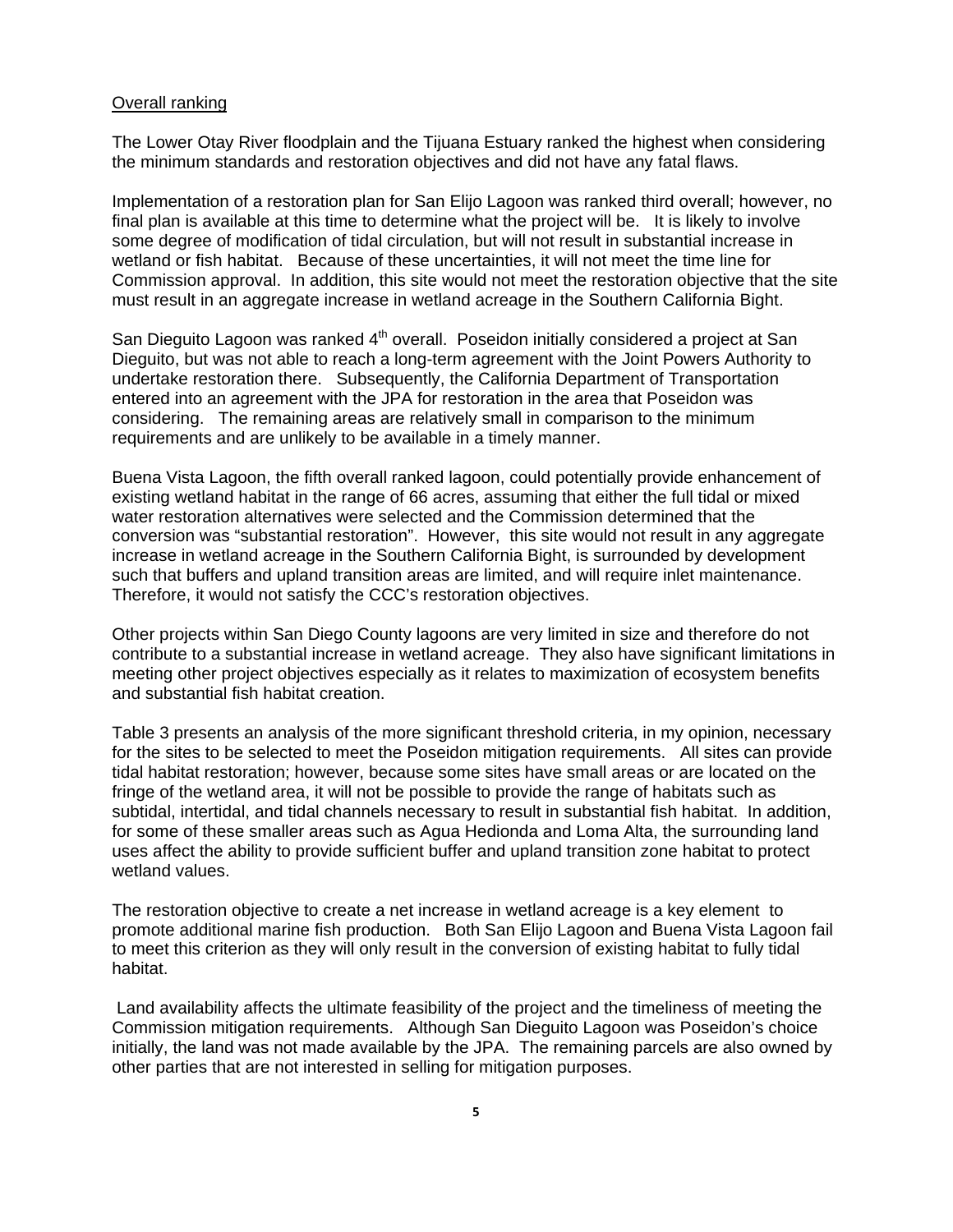<u>Overall ranking</u>

The Lower Otay River floodplain and the Tijuana Estuary ranked the highest when considering the minimum standards and restoration objectives and did not have any fatal flaws.

Implementation of a restoration plan for San Elijo Lagoon was ranked third overall; however, no final plan is available at this time to determine what the project will be. It is likely to involve some degree of modification of tidal circulation, but will not result in substantial increase in wetland or fish habitat. Because of these uncertainties, it will not meet the time line for Commission approval. In addition, this site would not meet the restoration objective that the site must result in an aggregate increase in wetland acreage in the Southern California Bight.

San Dieguito Lagoon was ranked 4th overall. Poseidon initially considered a project at San Dieguito, but was not able to reach a long-term agreement with the Joint Powers Authority to undertake restoration there. Subsequently, the California Department of Transportation entered into an agreement with the JPA for restoration in the area that Poseidon was considering. The remaining areas are relatively small in comparison to the minimum requirements and are unlikely to be available in a timely manner.

Buena Vista Lagoon, the fifth overall ranked lagoon, could potentially provide enhancement of existing wetland habitat in the range of 66 acres, assuming that either the full tidal or mixed water restoration alternatives were selected and the Commission determined that the conversion was "substantial restoration". However, this site would not result in any aggregate increase in wetland acreage in the Southern California Bight, is surrounded by development such that buffers and upland transition areas are limited, and will require inlet maintenance. Therefore, it would not satisfy the CCC's restoration objectives.

Other projects within San Diego County lagoons are very limited in size and therefore do not contribute to a substantial increase in wetland acreage. They also have significant limitations in meeting other project objectives especially as it relates to maximization of ecosystem benefits and substantial fish habitat creation.

Table 3 presents an analysis of the more significant threshold criteria, in my opinion, necessary for the sites to be selected to meet the Poseidon mitigation requirements. All sites can provide tidal habitat restoration; however, because some sites have small areas or are located on the fringe of the wetland area, it will not be possible to provide the range of habitats such as subtidal, intertidal, and tidal channels necessary to result in substantial fish habitat. In addition, for some of these smaller areas such as Agua Hedionda and Loma Alta, the surrounding land uses affect the ability to provide sufficient buffer and upland transition zone habitat to protect wetland values.

The restoration objective to create a net increase in wetland acreage is a key element to promote additional marine fish production. Both San Elijo Lagoon and Buena Vista Lagoon fail to meet this criterion as they will only result in the conversion of existing habitat to fully tidal habitat.

Land availability affects the ultimate feasibility of the project and the timeliness of meeting the Commission mitigation requirements. Although San Dieguito Lagoon was Poseidon's choice initially, the land was not made available by the JPA. The remaining parcels are also owned by other parties that are not interested in selling for mitigation purposes.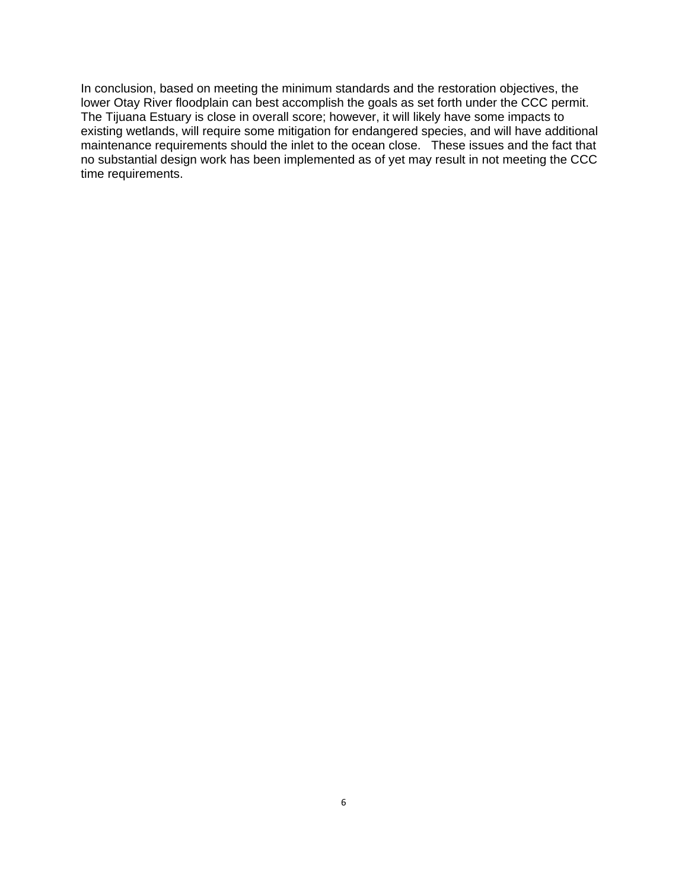In conclusion, based on meeting the minimum standards and the restoration objectives, the lower Otay River floodplain can best accomplish the goals as set forth under the CCC permit. The Tijuana Estuary is close in overall score; however, it will likely have some impacts to existing wetlands, will require some mitigation for endangered species, and will have additional maintenance requirements should the inlet to the ocean close. These issues and the fact that no substantial design work has been implemented as of yet may result in not meeting the CCC time requirements.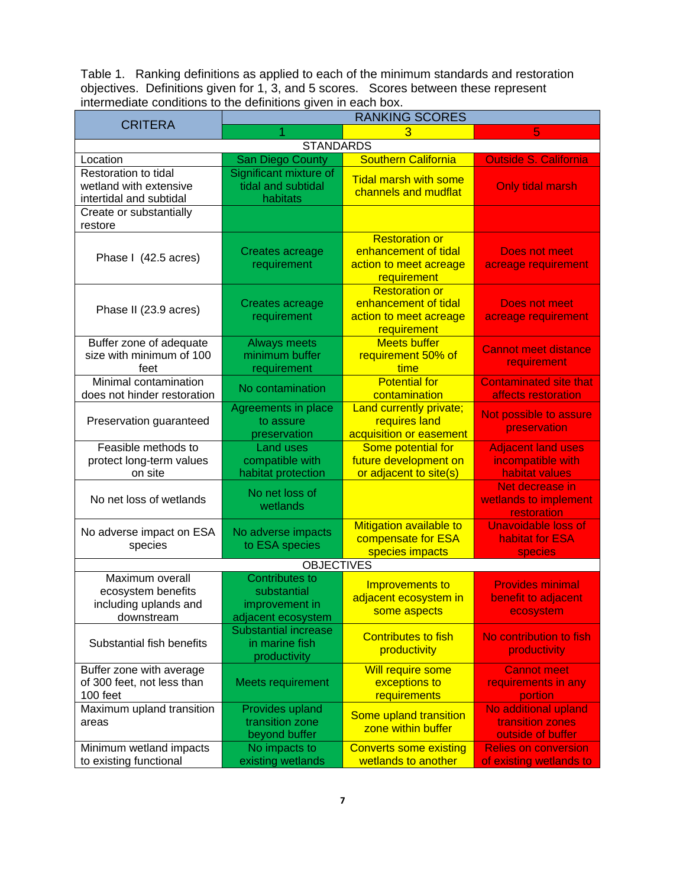Table 1. Ranking definitions as applied to each of the minimum standards and restoration objectives. Definitions given for 1, 3, and 5 scores. Scores between these represent intermediate conditions to the definitions given in each box.

| CRITERA | RANKING SCORES | | |
|---|---|---|---|
| | 1 | 3 | 5 |
| STANDARDS | | | |
| Location | San Diego County | Southern California | Outside S. California |
| Restoration to tidal wetland with extensive intertidal and subtidal | Significant mixture of tidal and subtidal habitats | Tidal marsh with some channels and mudflat | Only tidal marsh |
| Create or substantially restore | | | |
| Phase I (42.5 acres) | Creates acreage requirement | Restoration or enhancement of tidal action to meet acreage requirement | Does not meet acreage requirement |
| Phase II (23.9 acres) | Creates acreage requirement | Restoration or enhancement of tidal action to meet acreage requirement | Does not meet acreage requirement |
| Buffer zone of adequate size with minimum of 100 feet | Always meets minimum buffer requirement | Meets buffer requirement 50% of time | Cannot meet distance requirement |
| Minimal contamination does not hinder restoration | No contamination | Potential for contamination | Contaminated site that affects restoration |
| Preservation guaranteed | Agreements in place to assure preservation | Land currently private; requires land acquisition or easement | Not possible to assure preservation |
| Feasible methods to protect long-term values on site | Land uses compatible with habitat protection | Some potential for future development on or adjacent to site(s) | Adjacent land uses incompatible with habitat values |
| No net loss of wetlands | No net loss of wetlands | | Net decrease in wetlands to implement restoration |
| No adverse impact on ESA species | No adverse impacts to ESA species | Mitigation available to compensate for ESA species impacts | Unavoidable loss of habitat for ESA species |
| OBJECTIVES | | | |
| Maximum overall ecosystem benefits including uplands and downstream | Contributes to substantial improvement in adjacent ecosystem | Improvements to adjacent ecosystem in some aspects | Provides minimal benefit to adjacent ecosystem |
| Substantial fish benefits | Substantial increase in marine fish productivity | Contributes to fish productivity | No contribution to fish productivity |
| Buffer zone with average of 300 feet, not less than 100 feet | Meets requirement | Will require some exceptions to requirements | Cannot meet requirements in any portion |
| Maximum upland transition areas | Provides upland transition zone beyond buffer | Some upland transition zone within buffer | No additional upland transition zones outside of buffer |
| Minimum wetland impacts to existing functional | No impacts to existing wetlands | Converts some existing wetlands to another | Relies on conversion of existing wetlands to |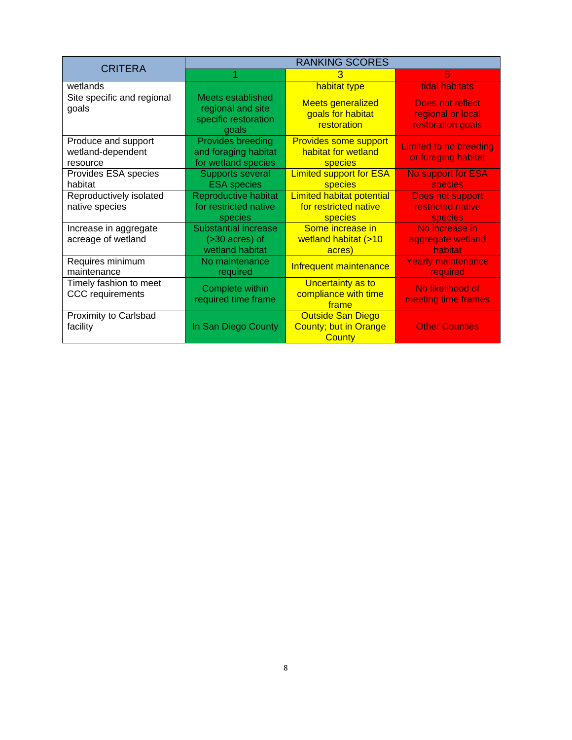| CRITERA | RANKING SCORES | | |
|---|---|---|---|
| | 1 | 3 | 5 |
| wetlands | | habitat type | tidal habitats |
| Site specific and regional goals | Meets established regional and site specific restoration goals | Meets generalized goals for habitat restoration | Does not reflect regional or local restoration goals |
| Produce and support wetland-dependent resource | Provides breeding and foraging habitat for wetland species | Provides some support habitat for wetland species | Limited to no breeding or foraging habitat |
| Provides ESA species habitat | Supports several ESA species | Limited support for ESA species | No support for ESA species |
| Reproductively isolated native species | Reproductive habitat for restricted native species | Limited habitat potential for restricted native species | Does not support restricted native species |
| Increase in aggregate acreage of wetland | Substantial increase (>30 acres) of wetland habitat | Some increase in wetland habitat (>10 acres) | No increase in aggregate wetland habitat |
| Requires minimum maintenance | No maintenance required | Infrequent maintenance | Yearly maintenance required |
| Timely fashion to meet CCC requirements | Complete within required time frame | Uncertainty as to compliance with time frame | No likelihood of meeting time frames |
| Proximity to Carlsbad facility | In San Diego County | Outside San Diego County; but in Orange County | Other Counties |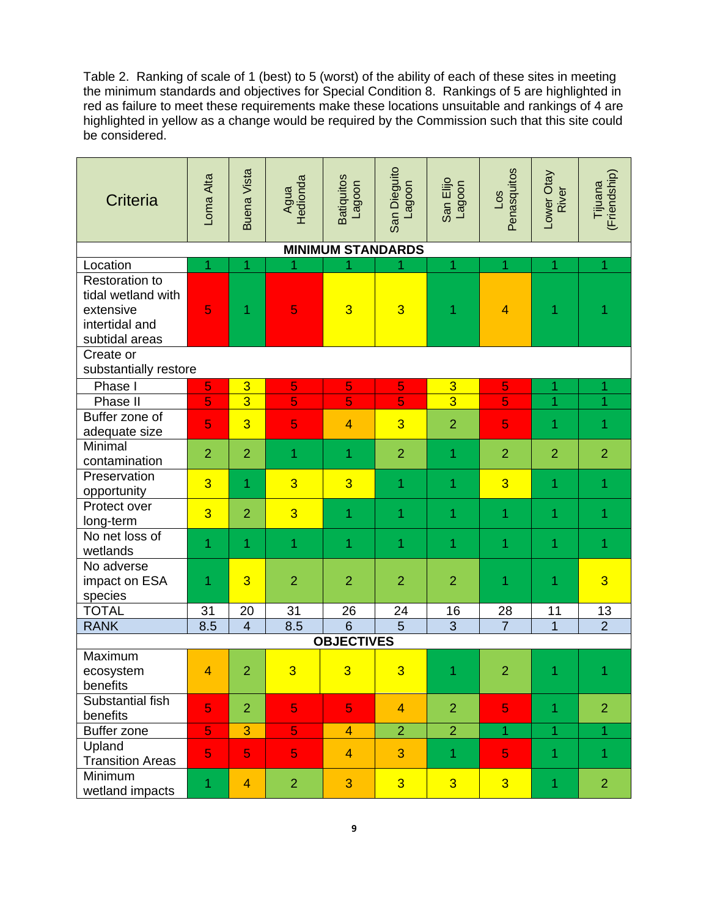Table 2. Ranking of scale of 1 (best) to 5 (worst) of the ability of each of these sites in meeting the minimum standards and objectives for Special Condition 8. Rankings of 5 are highlighted in red as failure to meet these requirements make these locations unsuitable and rankings of 4 are highlighted in yellow as a change would be required by the Commission such that this site could be considered.

| Criteria | Loma Alta | Buena Vista | Agua Hedionda | Batiquitos Lagoon | San Dieguito Lagoon | San Elijo Lagoon | Los Penasquitos | Lower Otay River | Tijuana (Friendship) |
|---|---|---|---|---|---|---|---|---|---|
| **MINIMUM STANDARDS** | | | | | | | | | |
| Location | 1 | 1 | 1 | 1 | 1 | 1 | 1 | 1 | 1 |
| Restoration to tidal wetland with extensive intertidal and subtidal areas | 5 | 1 | 5 | 3 | 3 | 1 | 4 | 1 | 1 |
| Create or substantially restore | | | | | | | | | |
| Phase I | 5 | 3 | 5 | 5 | 5 | 3 | 5 | 1 | 1 |
| Phase II | 5 | 3 | 5 | 5 | 5 | 3 | 5 | 1 | 1 |
| Buffer zone of adequate size | 5 | 3 | 5 | 4 | 3 | 2 | 5 | 1 | 1 |
| Minimal contamination | 2 | 2 | 1 | 1 | 2 | 1 | 2 | 2 | 2 |
| Preservation opportunity | 3 | 1 | 3 | 3 | 1 | 1 | 3 | 1 | 1 |
| Protect over long-term | 3 | 2 | 3 | 1 | 1 | 1 | 1 | 1 | 1 |
| No net loss of wetlands | 1 | 1 | 1 | 1 | 1 | 1 | 1 | 1 | 1 |
| No adverse impact on ESA species | 1 | 3 | 2 | 2 | 2 | 2 | 1 | 1 | 3 |
| TOTAL | 31 | 20 | 31 | 26 | 24 | 16 | 28 | 11 | 13 |
| RANK | 8.5 | 4 | 8.5 | 6 | 5 | 3 | 7 | 1 | 2 |
| **OBJECTIVES** | | | | | | | | | |
| Maximum ecosystem benefits | 4 | 2 | 3 | 3 | 3 | 1 | 2 | 1 | 1 |
| Substantial fish benefits | 5 | 2 | 5 | 5 | 4 | 2 | 5 | 1 | 2 |
| Buffer zone | 5 | 3 | 5 | 4 | 2 | 2 | 1 | 1 | 1 |
| Upland Transition Areas | 5 | 5 | 5 | 4 | 3 | 1 | 5 | 1 | 1 |
| Minimum wetland impacts | 1 | 4 | 2 | 3 | 3 | 3 | 3 | 1 | 2 |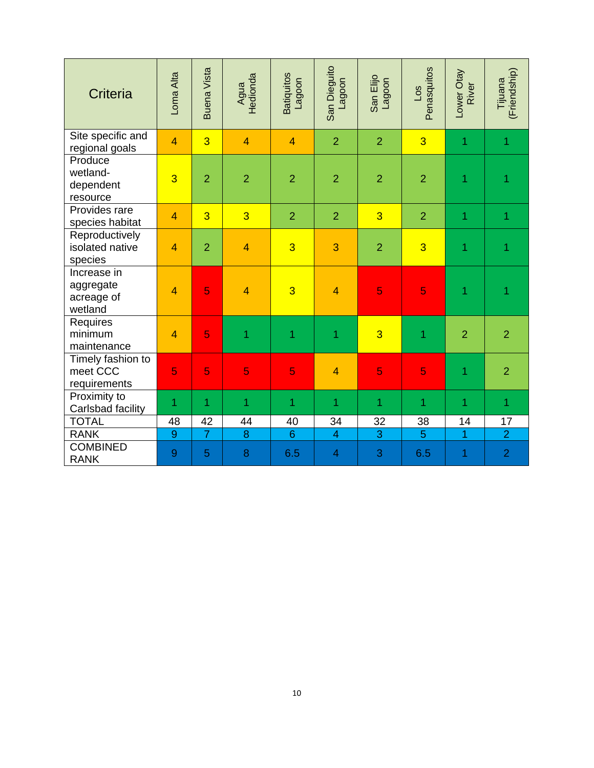| Criteria | Loma Alta | Buena Vista | Agua Hedionda | Batiquitos Lagoon | San Dieguito Lagoon | San Elijo Lagoon | Los Penasquitos | Lower Otay River | Tijuana (Friendship) |
|---|---|---|---|---|---|---|---|---|---|
| Site specific and regional goals | 4 | 3 | 4 | 4 | 2 | 2 | 3 | 1 | 1 |
| Produce wetland-dependent resource | 3 | 2 | 2 | 2 | 2 | 2 | 2 | 1 | 1 |
| Provides rare species habitat | 4 | 3 | 3 | 2 | 2 | 3 | 2 | 1 | 1 |
| Reproductively isolated native species | 4 | 2 | 4 | 3 | 3 | 2 | 3 | 1 | 1 |
| Increase in aggregate acreage of wetland | 4 | 5 | 4 | 3 | 4 | 5 | 5 | 1 | 1 |
| Requires minimum maintenance | 4 | 5 | 1 | 1 | 1 | 3 | 1 | 2 | 2 |
| Timely fashion to meet CCC requirements | 5 | 5 | 5 | 5 | 4 | 5 | 5 | 1 | 2 |
| Proximity to Carlsbad facility | 1 | 1 | 1 | 1 | 1 | 1 | 1 | 1 | 1 |
| TOTAL | 48 | 42 | 44 | 40 | 34 | 32 | 38 | 14 | 17 |
| RANK | 9 | 7 | 8 | 6 | 4 | 3 | 5 | 1 | 2 |
| COMBINED RANK | 9 | 5 | 8 | 6.5 | 4 | 3 | 6.5 | 1 | 2 |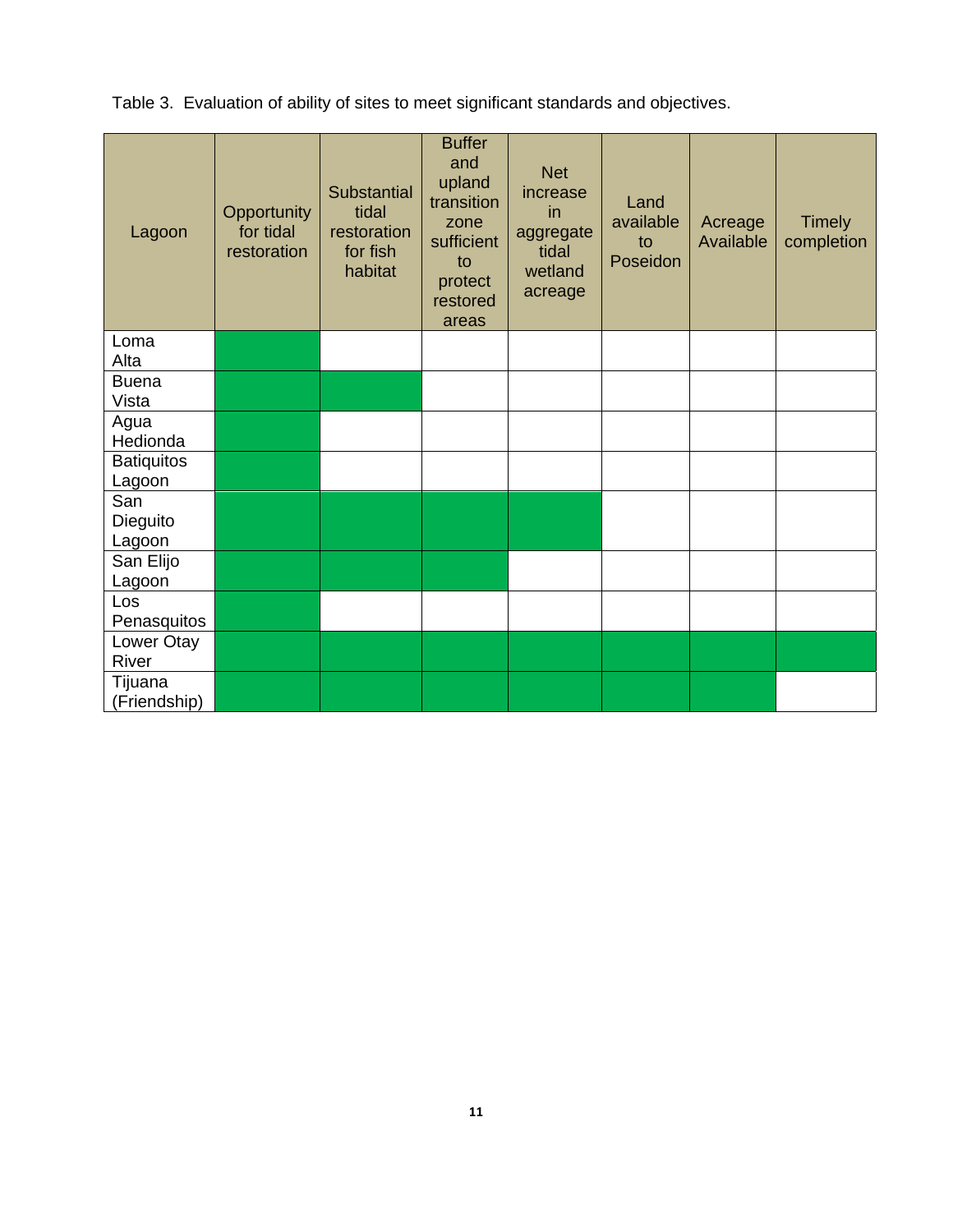Table 3. Evaluation of ability of sites to meet significant standards and objectives.

| Lagoon | Opportunity for tidal restoration | Substantial tidal restoration for fish habitat | Buffer and upland transition zone sufficient to protect restored areas | Net increase in aggregate tidal wetland acreage | Land available to Poseidon | Acreage Available | Timely completion |
|---|---|---|---|---|---|---|---|
| Loma Alta | ■ | | | | | | |
| Buena Vista | ■ | ■ | | | | | |
| Agua Hedionda | ■ | | | | | | |
| Batiquitos Lagoon | ■ | | | | | | |
| San Dieguito Lagoon | ■ | ■ | ■ | ■ | | | |
| San Elijo Lagoon | ■ | ■ | ■ | | | | |
| Los Penasquitos | ■ | | | | | | |
| Lower Otay River | ■ | ■ | ■ | ■ | ■ | ■ | ■ |
| Tijuana (Friendship) | ■ | ■ | ■ | ■ | ■ | ■ | |